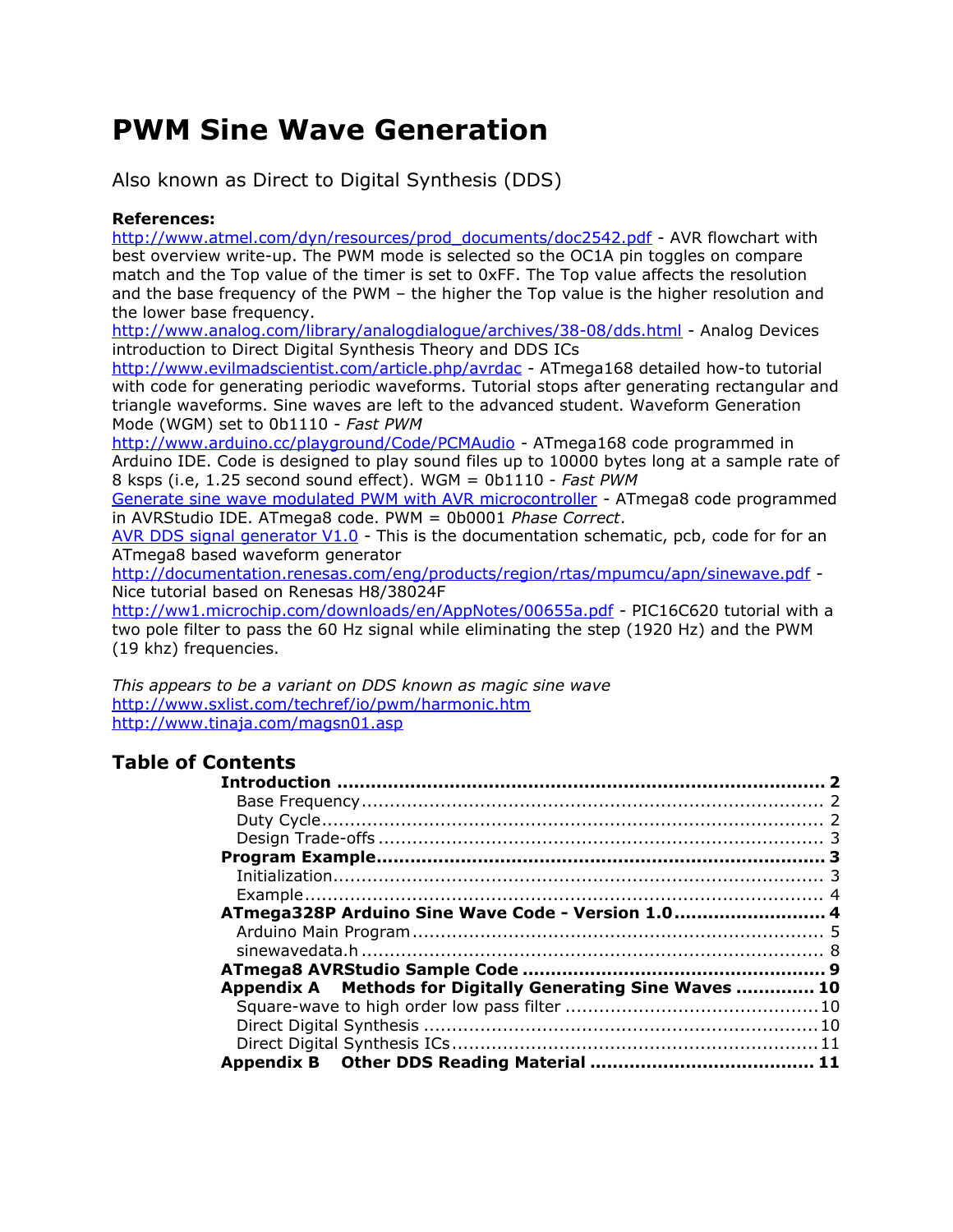# PWM Sine Wave Generation

Also known as Direct to Digital Synthesis (DDS)

**References:**

http://www.atmel.com/dyn/resources/prod_documents/doc2542.pdf - AVR flowchart with best overview write-up. The PWM mode is selected so the OC1A pin toggles on compare match and the Top value of the timer is set to 0xFF. The Top value affects the resolution and the base frequency of the PWM – the higher the Top value is the higher resolution and the lower base frequency.

http://www.analog.com/library/analogdialogue/archives/38-08/dds.html - Analog Devices introduction to Direct Digital Synthesis Theory and DDS ICs

http://www.evilmadscientist.com/article.php/avrdac - ATmega168 detailed how-to tutorial with code for generating periodic waveforms. Tutorial stops after generating rectangular and triangle waveforms. Sine waves are left to the advanced student. Waveform Generation Mode (WGM) set to 0b1110 - *Fast PWM*

http://www.arduino.cc/playground/Code/PCMAudio - ATmega168 code programmed in Arduino IDE. Code is designed to play sound files up to 10000 bytes long at a sample rate of 8 ksps (i.e, 1.25 second sound effect). WGM = 0b1110 - *Fast PWM*

Generate sine wave modulated PWM with AVR microcontroller - ATmega8 code programmed in AVRStudio IDE. ATmega8 code. PWM = 0b0001 *Phase Correct*.

AVR DDS signal generator V1.0 - This is the documentation schematic, pcb, code for for an ATmega8 based waveform generator

http://documentation.renesas.com/eng/products/region/rtas/mpumcu/apn/sinewave.pdf - Nice tutorial based on Renesas H8/38024F

http://ww1.microchip.com/downloads/en/AppNotes/00655a.pdf - PIC16C620 tutorial with a two pole filter to pass the 60 Hz signal while eliminating the step (1920 Hz) and the PWM (19 khz) frequencies.

*This appears to be a variant on DDS known as magic sine wave*
http://www.sxlist.com/techref/io/pwm/harmonic.htm
http://www.tinaja.com/magsn01.asp

## Table of Contents

- **Introduction .......... 2**
  - Base Frequency .......... 2
  - Duty Cycle .......... 2
  - Design Trade-offs .......... 3
- **Program Example .......... 3**
  - Initialization .......... 3
  - Example .......... 4
- **ATmega328P Arduino Sine Wave Code - Version 1.0 .......... 4**
  - Arduino Main Program .......... 5
  - sinewavedata.h .......... 8
- **ATmega8 AVRStudio Sample Code .......... 9**
- **Appendix A Methods for Digitally Generating Sine Waves .......... 10**
  - Square-wave to high order low pass filter .......... 10
  - Direct Digital Synthesis .......... 10
  - Direct Digital Synthesis ICs .......... 11
- **Appendix B Other DDS Reading Material .......... 11**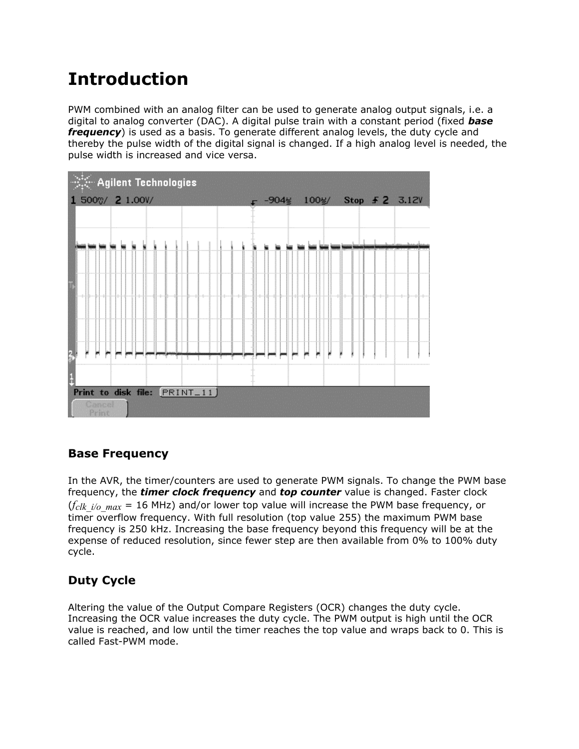# Introduction

PWM combined with an analog filter can be used to generate analog output signals, i.e. a digital to analog converter (DAC). A digital pulse train with a constant period (fixed ***base frequency***) is used as a basis. To generate different analog levels, the duty cycle and thereby the pulse width of the digital signal is changed. If a high analog level is needed, the pulse width is increased and vice versa.

## Base Frequency

In the AVR, the timer/counters are used to generate PWM signals. To change the PWM base frequency, the ***timer clock frequency*** and ***top counter*** value is changed. Faster clock ($f_{clk\_i/o\_max}$ = 16 MHz) and/or lower top value will increase the PWM base frequency, or timer overflow frequency. With full resolution (top value 255) the maximum PWM base frequency is 250 kHz. Increasing the base frequency beyond this frequency will be at the expense of reduced resolution, since fewer step are then available from 0% to 100% duty cycle.

## Duty Cycle

Altering the value of the Output Compare Registers (OCR) changes the duty cycle. Increasing the OCR value increases the duty cycle. The PWM output is high until the OCR value is reached, and low until the timer reaches the top value and wraps back to 0. This is called Fast-PWM mode.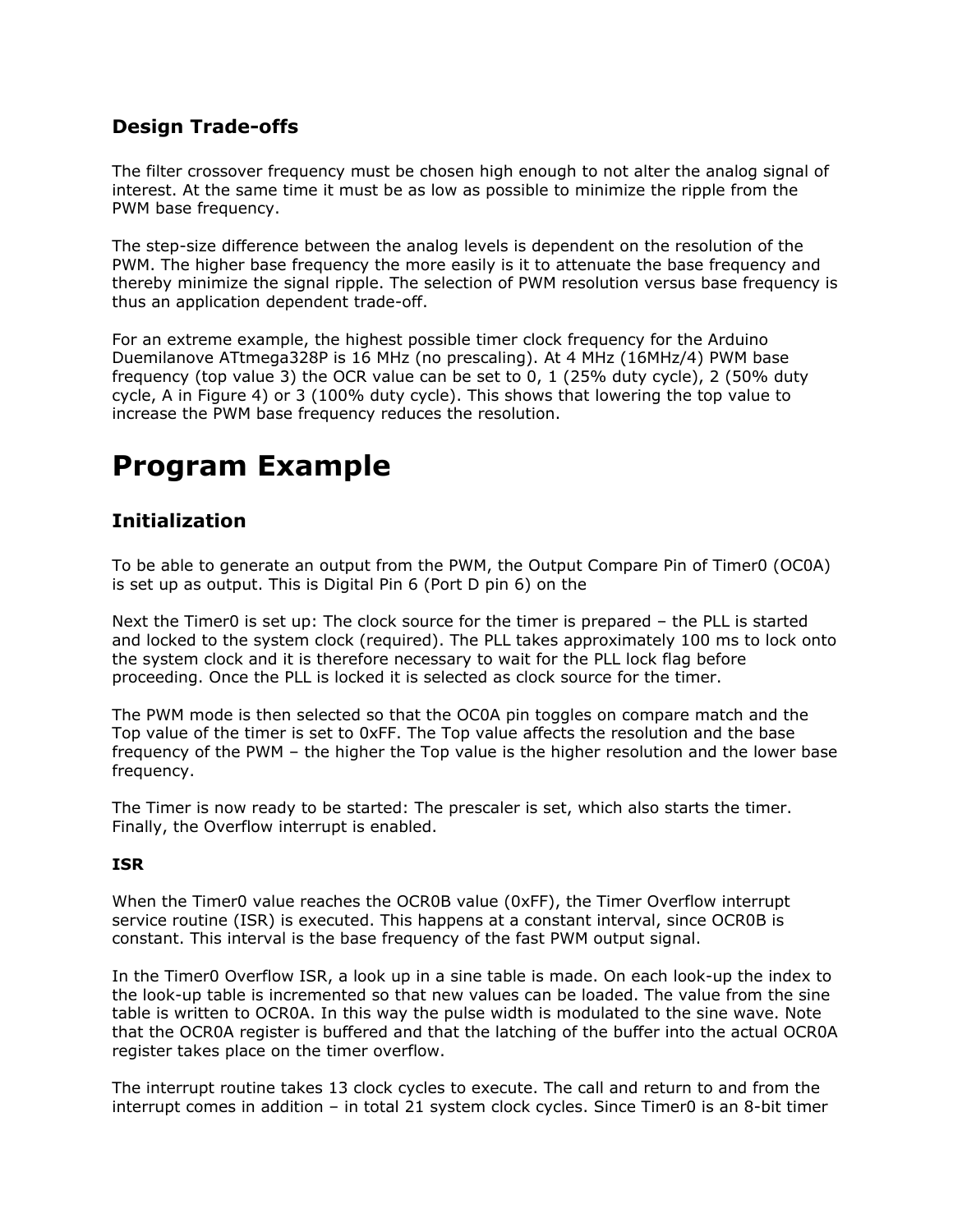### Design Trade-offs

The filter crossover frequency must be chosen high enough to not alter the analog signal of interest. At the same time it must be as low as possible to minimize the ripple from the PWM base frequency.

The step-size difference between the analog levels is dependent on the resolution of the PWM. The higher base frequency the more easily is it to attenuate the base frequency and thereby minimize the signal ripple. The selection of PWM resolution versus base frequency is thus an application dependent trade-off.

For an extreme example, the highest possible timer clock frequency for the Arduino Duemilanove ATtmega328P is 16 MHz (no prescaling). At 4 MHz (16MHz/4) PWM base frequency (top value 3) the OCR value can be set to 0, 1 (25% duty cycle), 2 (50% duty cycle, A in Figure 4) or 3 (100% duty cycle). This shows that lowering the top value to increase the PWM base frequency reduces the resolution.

# Program Example

### Initialization

To be able to generate an output from the PWM, the Output Compare Pin of Timer0 (OC0A) is set up as output. This is Digital Pin 6 (Port D pin 6) on the

Next the Timer0 is set up: The clock source for the timer is prepared – the PLL is started and locked to the system clock (required). The PLL takes approximately 100 ms to lock onto the system clock and it is therefore necessary to wait for the PLL lock flag before proceeding. Once the PLL is locked it is selected as clock source for the timer.

The PWM mode is then selected so that the OC0A pin toggles on compare match and the Top value of the timer is set to 0xFF. The Top value affects the resolution and the base frequency of the PWM – the higher the Top value is the higher resolution and the lower base frequency.

The Timer is now ready to be started: The prescaler is set, which also starts the timer. Finally, the Overflow interrupt is enabled.

#### ISR

When the Timer0 value reaches the OCR0B value (0xFF), the Timer Overflow interrupt service routine (ISR) is executed. This happens at a constant interval, since OCR0B is constant. This interval is the base frequency of the fast PWM output signal.

In the Timer0 Overflow ISR, a look up in a sine table is made. On each look-up the index to the look-up table is incremented so that new values can be loaded. The value from the sine table is written to OCR0A. In this way the pulse width is modulated to the sine wave. Note that the OCR0A register is buffered and that the latching of the buffer into the actual OCR0A register takes place on the timer overflow.

The interrupt routine takes 13 clock cycles to execute. The call and return to and from the interrupt comes in addition – in total 21 system clock cycles. Since Timer0 is an 8-bit timer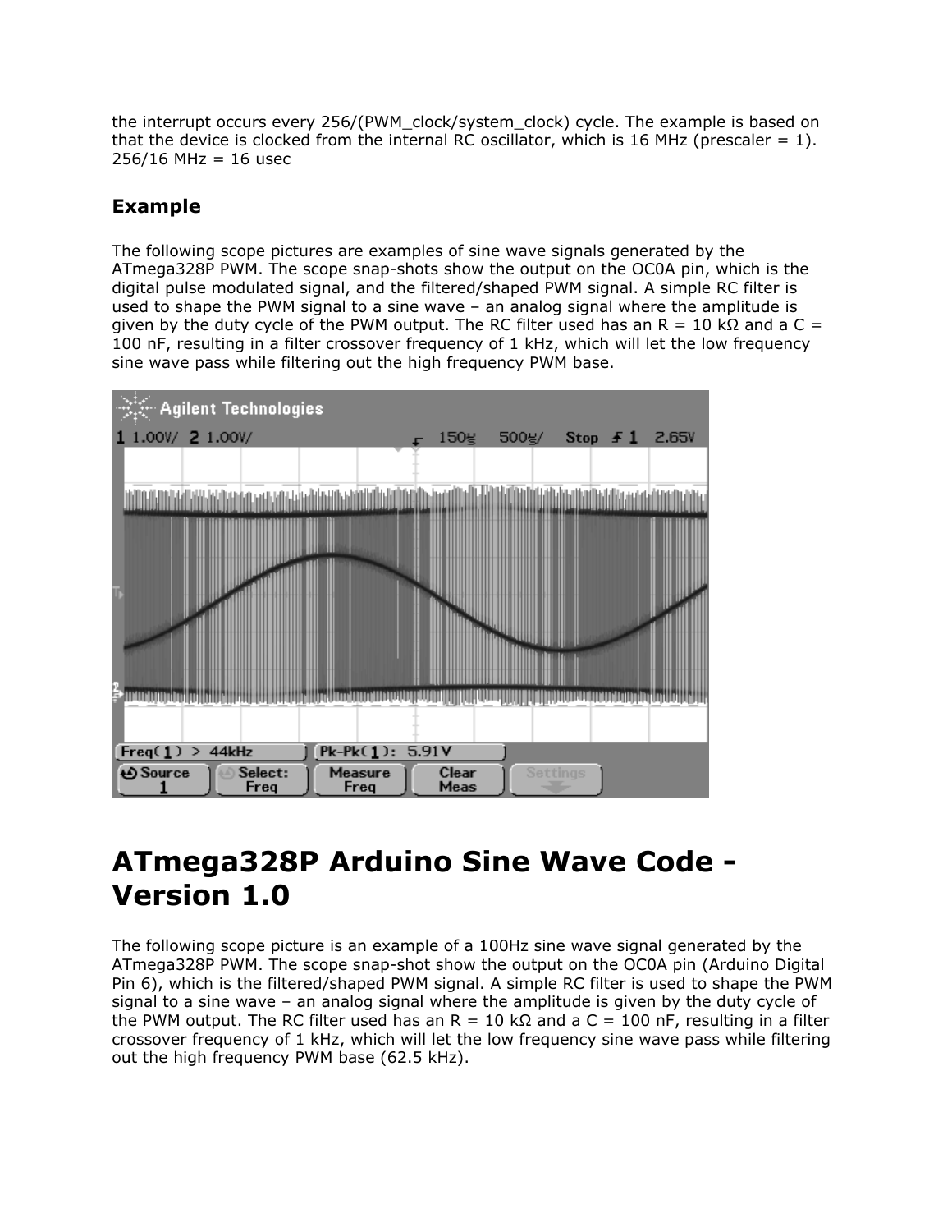the interrupt occurs every 256/(PWM_clock/system_clock) cycle. The example is based on that the device is clocked from the internal RC oscillator, which is 16 MHz (prescaler = 1). 256/16 MHz = 16 usec

### Example

The following scope pictures are examples of sine wave signals generated by the ATmega328P PWM. The scope snap-shots show the output on the OC0A pin, which is the digital pulse modulated signal, and the filtered/shaped PWM signal. A simple RC filter is used to shape the PWM signal to a sine wave – an analog signal where the amplitude is given by the duty cycle of the PWM output. The RC filter used has an R = 10 kΩ and a C = 100 nF, resulting in a filter crossover frequency of 1 kHz, which will let the low frequency sine wave pass while filtering out the high frequency PWM base.

# ATmega328P Arduino Sine Wave Code - Version 1.0

The following scope picture is an example of a 100Hz sine wave signal generated by the ATmega328P PWM. The scope snap-shot show the output on the OC0A pin (Arduino Digital Pin 6), which is the filtered/shaped PWM signal. A simple RC filter is used to shape the PWM signal to a sine wave – an analog signal where the amplitude is given by the duty cycle of the PWM output. The RC filter used has an R = 10 kΩ and a C = 100 nF, resulting in a filter crossover frequency of 1 kHz, which will let the low frequency sine wave pass while filtering out the high frequency PWM base (62.5 kHz).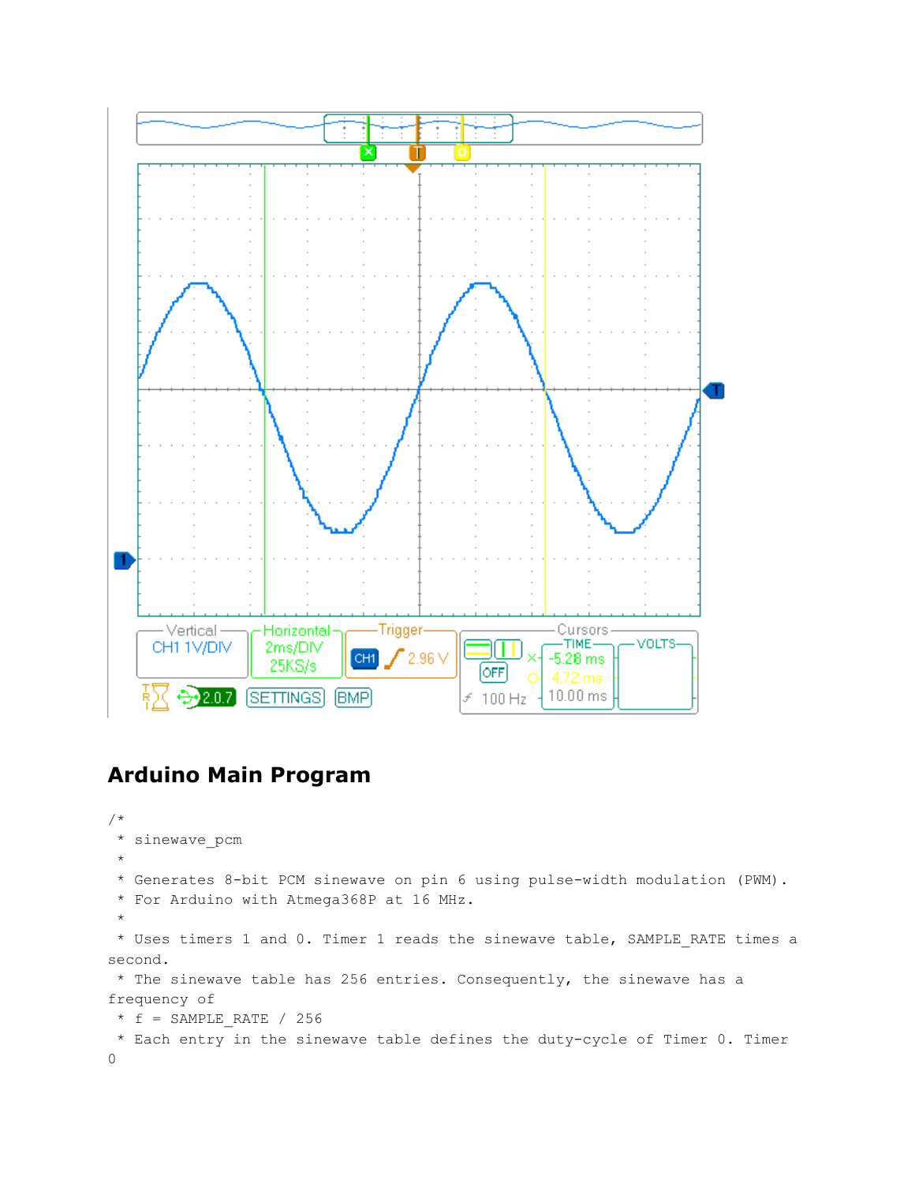## Arduino Main Program

```
/*
 * sinewave_pcm
 *
 * Generates 8-bit PCM sinewave on pin 6 using pulse-width modulation (PWM).
 * For Arduino with Atmega368P at 16 MHz.
 *
 * Uses timers 1 and 0. Timer 1 reads the sinewave table, SAMPLE_RATE times a
second.
 * The sinewave table has 256 entries. Consequently, the sinewave has a
frequency of
 * f = SAMPLE_RATE / 256
 * Each entry in the sinewave table defines the duty-cycle of Timer 0. Timer
0
```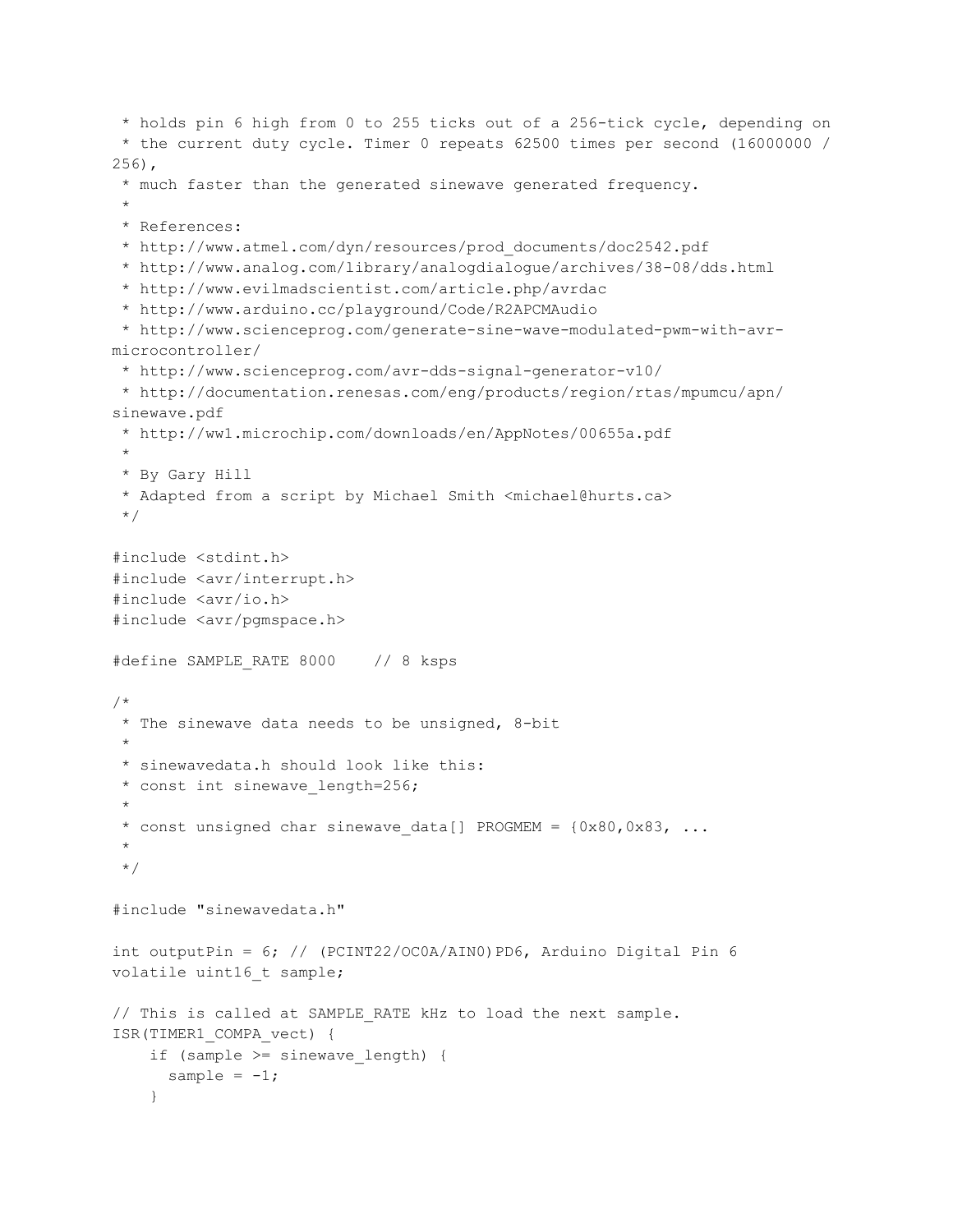```
 * holds pin 6 high from 0 to 255 ticks out of a 256-tick cycle, depending on
 * the current duty cycle. Timer 0 repeats 62500 times per second (16000000 /
256),
 * much faster than the generated sinewave generated frequency.
 *
 * References:
 * http://www.atmel.com/dyn/resources/prod_documents/doc2542.pdf
 * http://www.analog.com/library/analogdialogue/archives/38-08/dds.html
 * http://www.evilmadscientist.com/article.php/avrdac
 * http://www.arduino.cc/playground/Code/R2APCMAudio
 * http://www.scienceprog.com/generate-sine-wave-modulated-pwm-with-avr-
microcontroller/
 * http://www.scienceprog.com/avr-dds-signal-generator-v10/
 * http://documentation.renesas.com/eng/products/region/rtas/mpumcu/apn/
sinewave.pdf
 * http://ww1.microchip.com/downloads/en/AppNotes/00655a.pdf
 *
 * By Gary Hill
 * Adapted from a script by Michael Smith <michael@hurts.ca>
 */

#include <stdint.h>
#include <avr/interrupt.h>
#include <avr/io.h>
#include <avr/pgmspace.h>

#define SAMPLE_RATE 8000    // 8 ksps

/*
 * The sinewave data needs to be unsigned, 8-bit
 *
 * sinewavedata.h should look like this:
 * const int sinewave_length=256;
 *
 * const unsigned char sinewave_data[] PROGMEM = {0x80,0x83, ...
 *
 */

#include "sinewavedata.h"

int outputPin = 6; // (PCINT22/OC0A/AIN0)PD6, Arduino Digital Pin 6
volatile uint16_t sample;

// This is called at SAMPLE_RATE kHz to load the next sample.
ISR(TIMER1_COMPA_vect) {
    if (sample >= sinewave_length) {
      sample = -1;
    }
```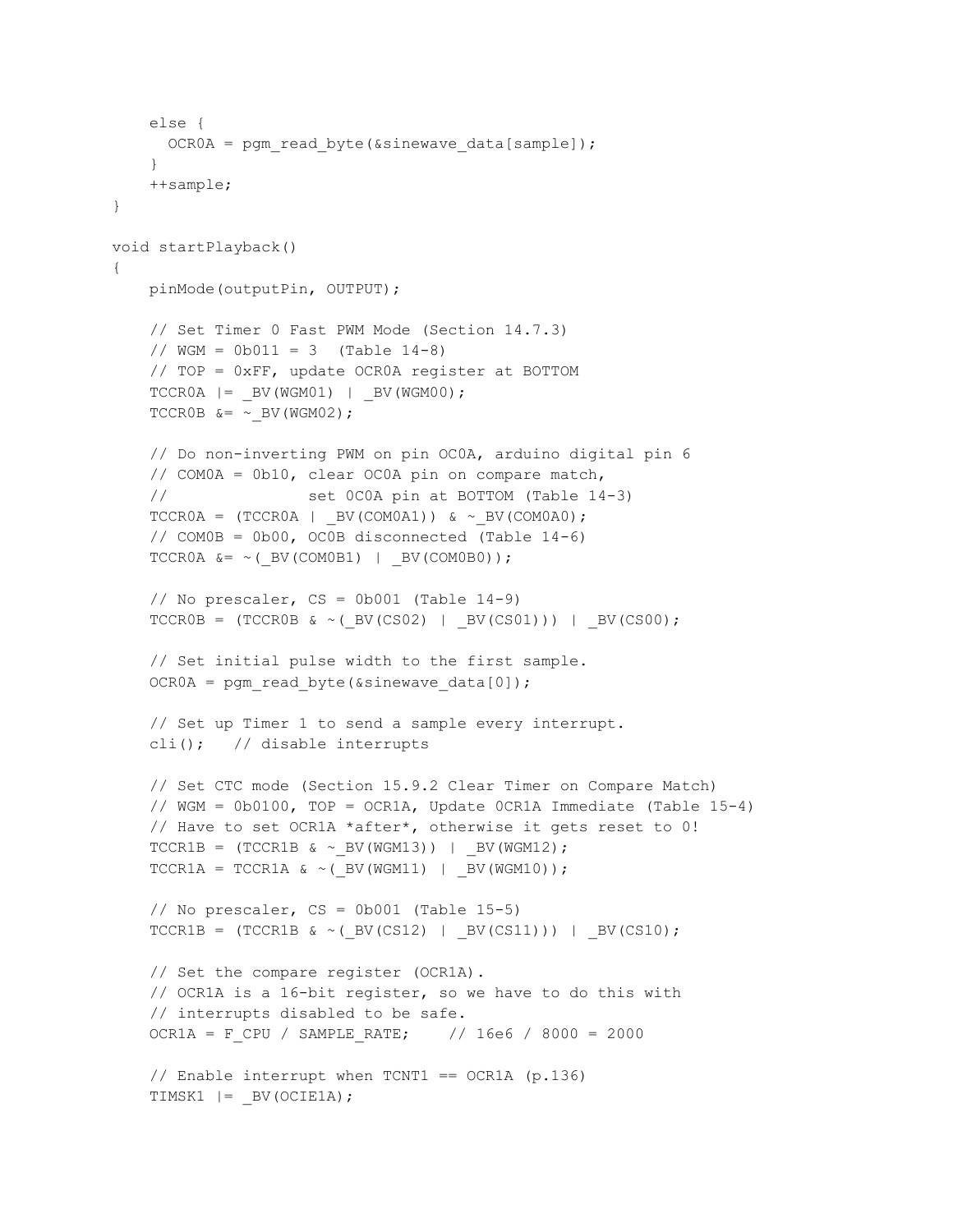```
    else {
      OCR0A = pgm_read_byte(&sinewave_data[sample]);
    }
    ++sample;
}

void startPlayback()
{
    pinMode(outputPin, OUTPUT);

    // Set Timer 0 Fast PWM Mode (Section 14.7.3)
    // WGM = 0b011 = 3  (Table 14-8)
    // TOP = 0xFF, update OCR0A register at BOTTOM
    TCCR0A |= _BV(WGM01) | _BV(WGM00);
    TCCR0B &= ~_BV(WGM02);

    // Do non-inverting PWM on pin OC0A, arduino digital pin 6
    // COM0A = 0b10, clear OC0A pin on compare match,
    //               set 0C0A pin at BOTTOM (Table 14-3)
    TCCR0A = (TCCR0A | _BV(COM0A1)) & ~_BV(COM0A0);
    // COM0B = 0b00, OC0B disconnected (Table 14-6)
    TCCR0A &= ~(_BV(COM0B1) | _BV(COM0B0));

    // No prescaler, CS = 0b001 (Table 14-9)
    TCCR0B = (TCCR0B & ~(_BV(CS02) | _BV(CS01))) | _BV(CS00);

    // Set initial pulse width to the first sample.
    OCR0A = pgm_read_byte(&sinewave_data[0]);

    // Set up Timer 1 to send a sample every interrupt.
    cli();   // disable interrupts

    // Set CTC mode (Section 15.9.2 Clear Timer on Compare Match)
    // WGM = 0b0100, TOP = OCR1A, Update 0CR1A Immediate (Table 15-4)
    // Have to set OCR1A *after*, otherwise it gets reset to 0!
    TCCR1B = (TCCR1B & ~_BV(WGM13)) | _BV(WGM12);
    TCCR1A = TCCR1A & ~(_BV(WGM11) | _BV(WGM10));

    // No prescaler, CS = 0b001 (Table 15-5)
    TCCR1B = (TCCR1B & ~(_BV(CS12) | _BV(CS11))) | _BV(CS10);

    // Set the compare register (OCR1A).
    // OCR1A is a 16-bit register, so we have to do this with
    // interrupts disabled to be safe.
    OCR1A = F_CPU / SAMPLE_RATE;    // 16e6 / 8000 = 2000

    // Enable interrupt when TCNT1 == OCR1A (p.136)
    TIMSK1 |= _BV(OCIE1A);
```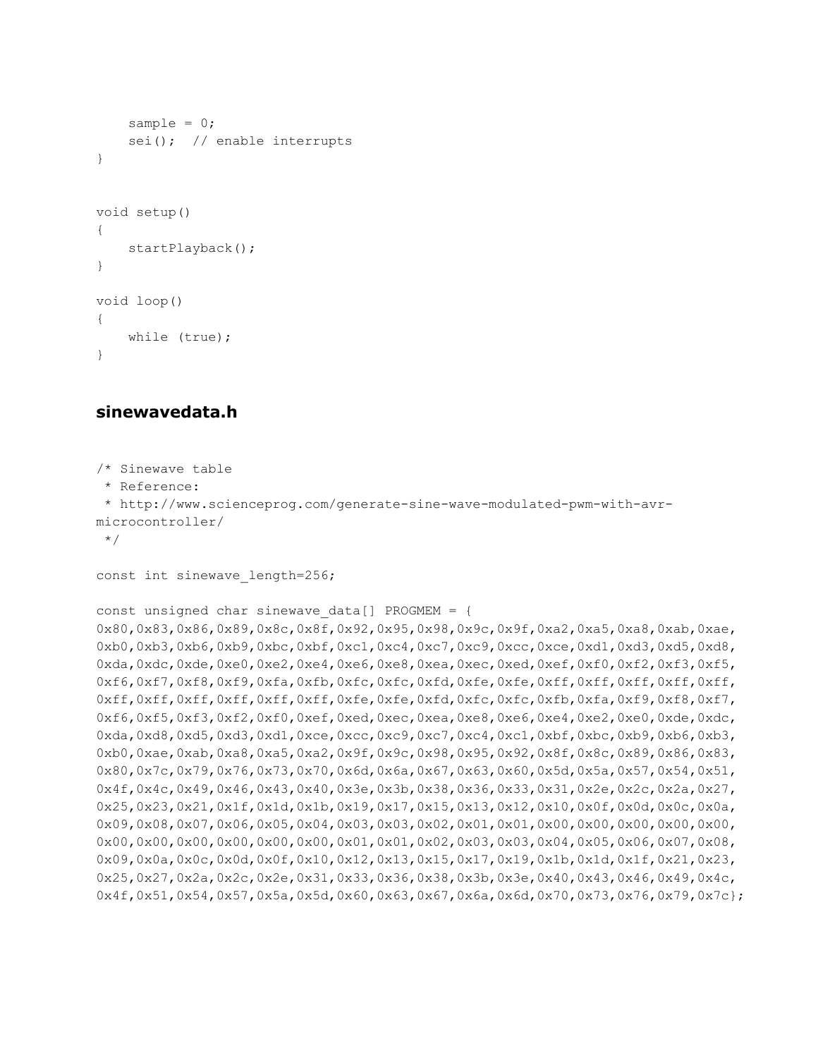```
    sample = 0;
    sei();  // enable interrupts
}


void setup()
{
    startPlayback();
}

void loop()
{
    while (true);
}
```

### sinewavedata.h

```
/* Sinewave table
 * Reference:
 * http://www.scienceprog.com/generate-sine-wave-modulated-pwm-with-avr-
microcontroller/
 */

const int sinewave_length=256;

const unsigned char sinewave_data[] PROGMEM = {
0x80,0x83,0x86,0x89,0x8c,0x8f,0x92,0x95,0x98,0x9c,0x9f,0xa2,0xa5,0xa8,0xab,0xae,
0xb0,0xb3,0xb6,0xb9,0xbc,0xbf,0xc1,0xc4,0xc7,0xc9,0xcc,0xce,0xd1,0xd3,0xd5,0xd8,
0xda,0xdc,0xde,0xe0,0xe2,0xe4,0xe6,0xe8,0xea,0xec,0xed,0xef,0xf0,0xf2,0xf3,0xf5,
0xf6,0xf7,0xf8,0xf9,0xfa,0xfb,0xfc,0xfc,0xfd,0xfe,0xfe,0xff,0xff,0xff,0xff,0xff,
0xff,0xff,0xff,0xff,0xff,0xff,0xfe,0xfe,0xfd,0xfc,0xfc,0xfb,0xfa,0xf9,0xf8,0xf7,
0xf6,0xf5,0xf3,0xf2,0xf0,0xef,0xed,0xec,0xea,0xe8,0xe6,0xe4,0xe2,0xe0,0xde,0xdc,
0xda,0xd8,0xd5,0xd3,0xd1,0xce,0xcc,0xc9,0xc7,0xc4,0xc1,0xbf,0xbc,0xb9,0xb6,0xb3,
0xb0,0xae,0xab,0xa8,0xa5,0xa2,0x9f,0x9c,0x98,0x95,0x92,0x8f,0x8c,0x89,0x86,0x83,
0x80,0x7c,0x79,0x76,0x73,0x70,0x6d,0x6a,0x67,0x63,0x60,0x5d,0x5a,0x57,0x54,0x51,
0x4f,0x4c,0x49,0x46,0x43,0x40,0x3e,0x3b,0x38,0x36,0x33,0x31,0x2e,0x2c,0x2a,0x27,
0x25,0x23,0x21,0x1f,0x1d,0x1b,0x19,0x17,0x15,0x13,0x12,0x10,0x0f,0x0d,0x0c,0x0a,
0x09,0x08,0x07,0x06,0x05,0x04,0x03,0x03,0x02,0x01,0x01,0x00,0x00,0x00,0x00,0x00,
0x00,0x00,0x00,0x00,0x00,0x00,0x01,0x01,0x02,0x03,0x03,0x04,0x05,0x06,0x07,0x08,
0x09,0x0a,0x0c,0x0d,0x0f,0x10,0x12,0x13,0x15,0x17,0x19,0x1b,0x1d,0x1f,0x21,0x23,
0x25,0x27,0x2a,0x2c,0x2e,0x31,0x33,0x36,0x38,0x3b,0x3e,0x40,0x43,0x46,0x49,0x4c,
0x4f,0x51,0x54,0x57,0x5a,0x5d,0x60,0x63,0x67,0x6a,0x6d,0x70,0x73,0x76,0x79,0x7c};
```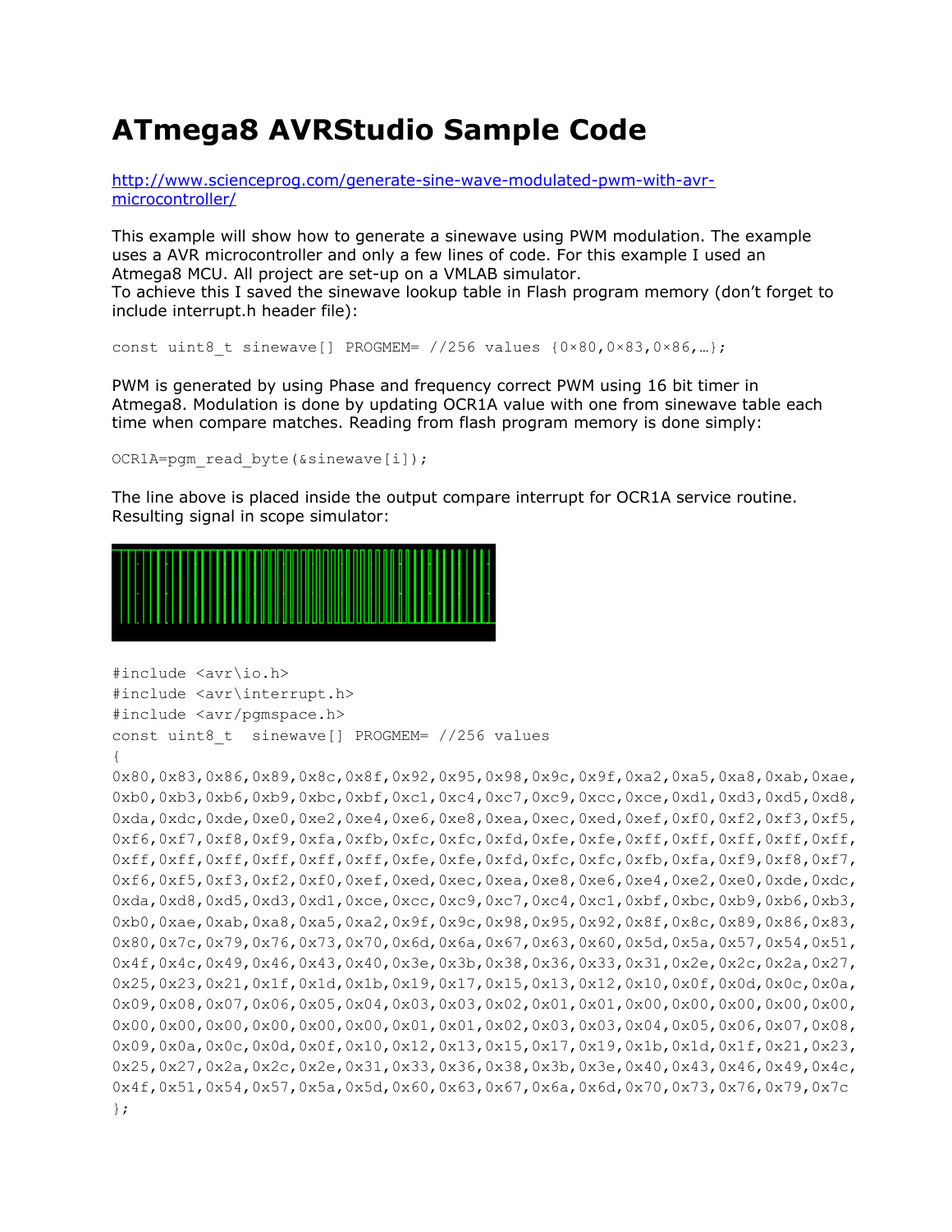# ATmega8 AVRStudio Sample Code

http://www.scienceprog.com/generate-sine-wave-modulated-pwm-with-avr-microcontroller/

This example will show how to generate a sinewave using PWM modulation. The example uses a AVR microcontroller and only a few lines of code. For this example I used an Atmega8 MCU. All project are set-up on a VMLAB simulator.
To achieve this I saved the sinewave lookup table in Flash program memory (don't forget to include interrupt.h header file):

```
const uint8_t sinewave[] PROGMEM= //256 values {0×80,0×83,0×86,…};
```

PWM is generated by using Phase and frequency correct PWM using 16 bit timer in Atmega8. Modulation is done by updating OCR1A value with one from sinewave table each time when compare matches. Reading from flash program memory is done simply:

```
OCR1A=pgm_read_byte(&sinewave[i]);
```

The line above is placed inside the output compare interrupt for OCR1A service routine. Resulting signal in scope simulator:

```
#include <avr\io.h>
#include <avr\interrupt.h>
#include <avr/pgmspace.h>
const uint8_t  sinewave[] PROGMEM= //256 values
{
0x80,0x83,0x86,0x89,0x8c,0x8f,0x92,0x95,0x98,0x9c,0x9f,0xa2,0xa5,0xa8,0xab,0xae,
0xb0,0xb3,0xb6,0xb9,0xbc,0xbf,0xc1,0xc4,0xc7,0xc9,0xcc,0xce,0xd1,0xd3,0xd5,0xd8,
0xda,0xdc,0xde,0xe0,0xe2,0xe4,0xe6,0xe8,0xea,0xec,0xed,0xef,0xf0,0xf2,0xf3,0xf5,
0xf6,0xf7,0xf8,0xf9,0xfa,0xfb,0xfc,0xfc,0xfd,0xfe,0xfe,0xff,0xff,0xff,0xff,0xff,
0xff,0xff,0xff,0xff,0xff,0xff,0xfe,0xfe,0xfd,0xfc,0xfc,0xfb,0xfa,0xf9,0xf8,0xf7,
0xf6,0xf5,0xf3,0xf2,0xf0,0xef,0xed,0xec,0xea,0xe8,0xe6,0xe4,0xe2,0xe0,0xde,0xdc,
0xda,0xd8,0xd5,0xd3,0xd1,0xce,0xcc,0xc9,0xc7,0xc4,0xc1,0xbf,0xbc,0xb9,0xb6,0xb3,
0xb0,0xae,0xab,0xa8,0xa5,0xa2,0x9f,0x9c,0x98,0x95,0x92,0x8f,0x8c,0x89,0x86,0x83,
0x80,0x7c,0x79,0x76,0x73,0x70,0x6d,0x6a,0x67,0x63,0x60,0x5d,0x5a,0x57,0x54,0x51,
0x4f,0x4c,0x49,0x46,0x43,0x40,0x3e,0x3b,0x38,0x36,0x33,0x31,0x2e,0x2c,0x2a,0x27,
0x25,0x23,0x21,0x1f,0x1d,0x1b,0x19,0x17,0x15,0x13,0x12,0x10,0x0f,0x0d,0x0c,0x0a,
0x09,0x08,0x07,0x06,0x05,0x04,0x03,0x03,0x02,0x01,0x01,0x00,0x00,0x00,0x00,0x00,
0x00,0x00,0x00,0x00,0x00,0x00,0x01,0x01,0x02,0x03,0x03,0x04,0x05,0x06,0x07,0x08,
0x09,0x0a,0x0c,0x0d,0x0f,0x10,0x12,0x13,0x15,0x17,0x19,0x1b,0x1d,0x1f,0x21,0x23,
0x25,0x27,0x2a,0x2c,0x2e,0x31,0x33,0x36,0x38,0x3b,0x3e,0x40,0x43,0x46,0x49,0x4c,
0x4f,0x51,0x54,0x57,0x5a,0x5d,0x60,0x63,0x67,0x6a,0x6d,0x70,0x73,0x76,0x79,0x7c
};
```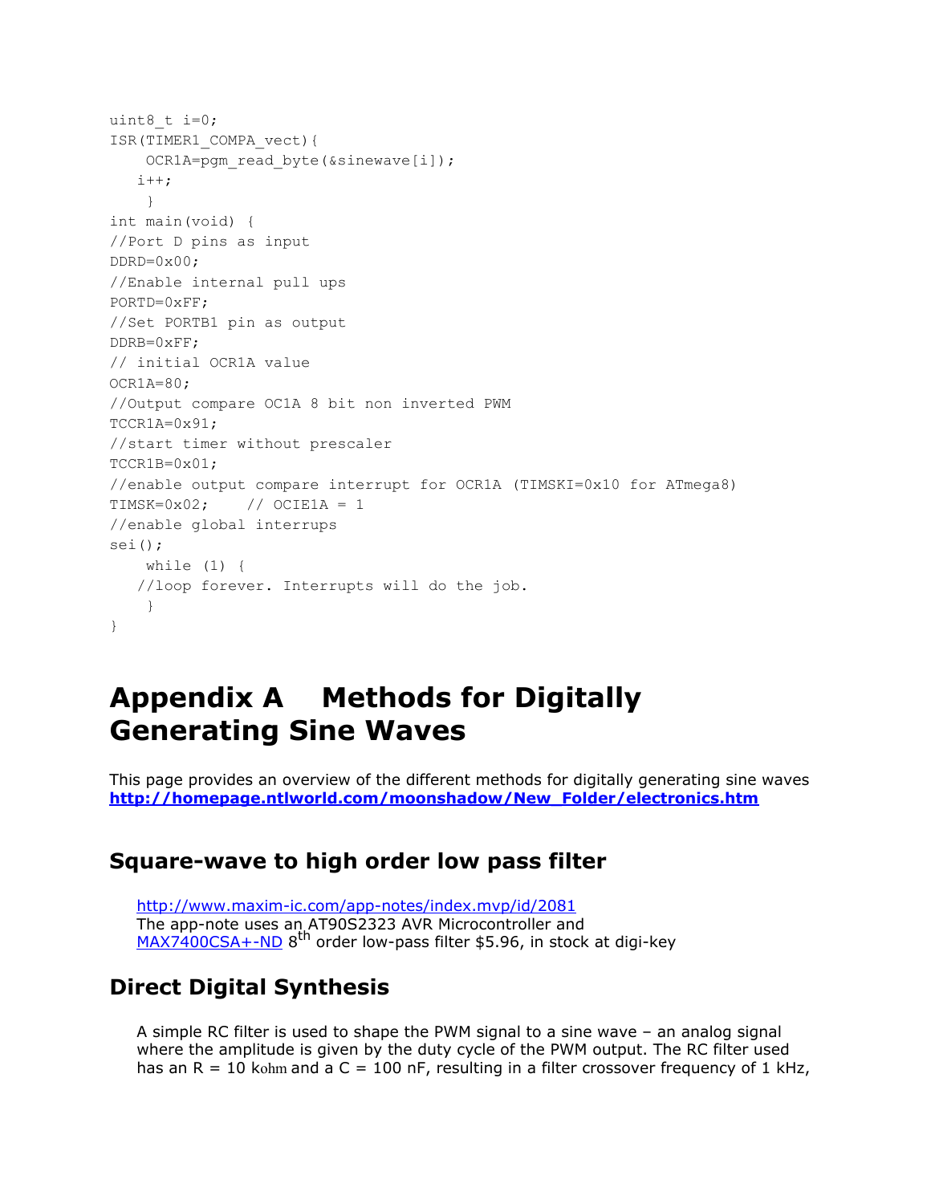```
uint8_t i=0;
ISR(TIMER1_COMPA_vect){
    OCR1A=pgm_read_byte(&sinewave[i]);
   i++;
    }
int main(void) {
//Port D pins as input
DDRD=0x00;
//Enable internal pull ups
PORTD=0xFF;
//Set PORTB1 pin as output
DDRB=0xFF;
// initial OCR1A value
OCR1A=80;
//Output compare OC1A 8 bit non inverted PWM
TCCR1A=0x91;
//start timer without prescaler
TCCR1B=0x01;
//enable output compare interrupt for OCR1A (TIMSKI=0x10 for ATmega8)
TIMSK=0x02;    // OCIE1A = 1
//enable global interrups
sei();
    while (1) {
   //loop forever. Interrupts will do the job.
    }
}
```

# Appendix A Methods for Digitally Generating Sine Waves

This page provides an overview of the different methods for digitally generating sine waves **http://homepage.ntlworld.com/moonshadow/New_Folder/electronics.htm**

## Square-wave to high order low pass filter

http://www.maxim-ic.com/app-notes/index.mvp/id/2081
The app-note uses an AT90S2323 AVR Microcontroller and MAX7400CSA+-ND 8th order low-pass filter $5.96, in stock at digi-key

## Direct Digital Synthesis

A simple RC filter is used to shape the PWM signal to a sine wave – an analog signal where the amplitude is given by the duty cycle of the PWM output. The RC filter used has an R = 10 kohm and a C = 100 nF, resulting in a filter crossover frequency of 1 kHz,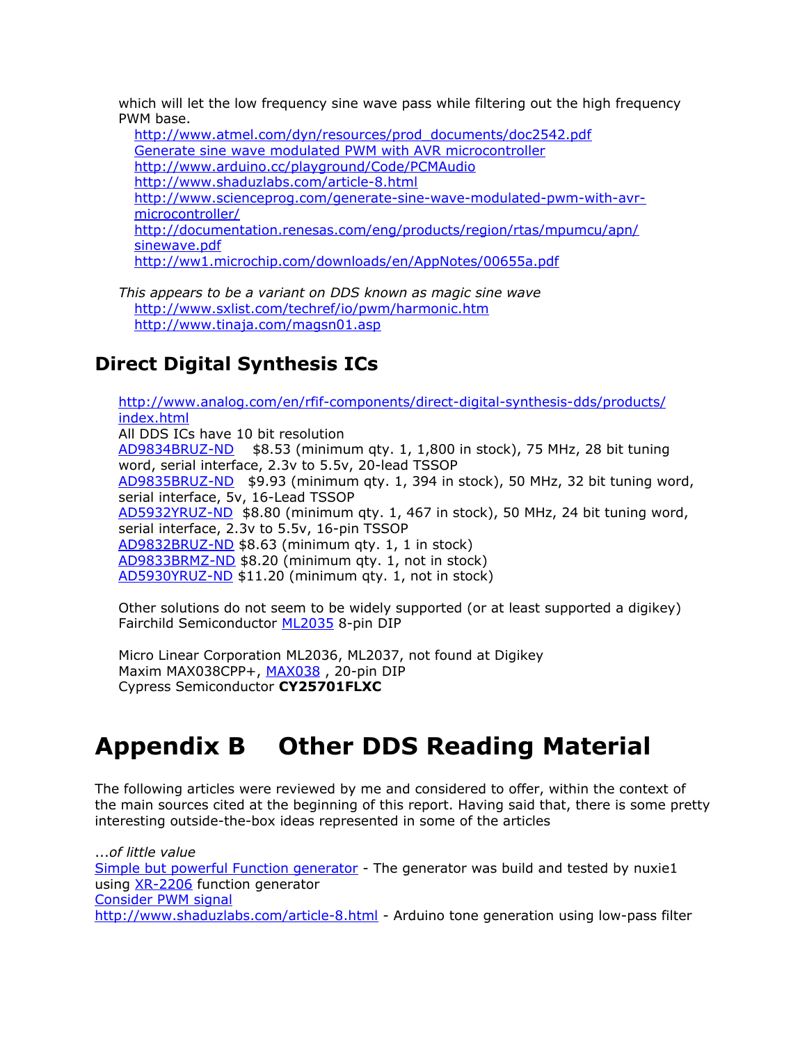which will let the low frequency sine wave pass while filtering out the high frequency PWM base.

- [http://www.atmel.com/dyn/resources/prod_documents/doc2542.pdf](http://www.atmel.com/dyn/resources/prod_documents/doc2542.pdf)
- [Generate sine wave modulated PWM with AVR microcontroller](http://www.scienceprog.com/generate-sine-wave-modulated-pwm-with-avr-microcontroller/)
- [http://www.arduino.cc/playground/Code/PCMAudio](http://www.arduino.cc/playground/Code/PCMAudio)
- [http://www.shaduzlabs.com/article-8.html](http://www.shaduzlabs.com/article-8.html)
- [http://www.scienceprog.com/generate-sine-wave-modulated-pwm-with-avr-microcontroller/](http://www.scienceprog.com/generate-sine-wave-modulated-pwm-with-avr-microcontroller/)
- [http://documentation.renesas.com/eng/products/region/rtas/mpumcu/apn/sinewave.pdf](http://documentation.renesas.com/eng/products/region/rtas/mpumcu/apn/sinewave.pdf)
- [http://ww1.microchip.com/downloads/en/AppNotes/00655a.pdf](http://ww1.microchip.com/downloads/en/AppNotes/00655a.pdf)

*This appears to be a variant on DDS known as magic sine wave*

- [http://www.sxlist.com/techref/io/pwm/harmonic.htm](http://www.sxlist.com/techref/io/pwm/harmonic.htm)
- [http://www.tinaja.com/magsn01.asp](http://www.tinaja.com/magsn01.asp)

## Direct Digital Synthesis ICs

[http://www.analog.com/en/rfif-components/direct-digital-synthesis-dds/products/index.html](http://www.analog.com/en/rfif-components/direct-digital-synthesis-dds/products/index.html)
All DDS ICs have 10 bit resolution
AD9834BRUZ-ND $8.53 (minimum qty. 1, 1,800 in stock), 75 MHz, 28 bit tuning word, serial interface, 2.3v to 5.5v, 20-lead TSSOP
AD9835BRUZ-ND $9.93 (minimum qty. 1, 394 in stock), 50 MHz, 32 bit tuning word, serial interface, 5v, 16-Lead TSSOP
AD5932YRUZ-ND $8.80 (minimum qty. 1, 467 in stock), 50 MHz, 24 bit tuning word, serial interface, 2.3v to 5.5v, 16-pin TSSOP
AD9832BRUZ-ND $8.63 (minimum qty. 1, 1 in stock)
AD9833BRMZ-ND $8.20 (minimum qty. 1, not in stock)
AD5930YRUZ-ND $11.20 (minimum qty. 1, not in stock)

Other solutions do not seem to be widely supported (or at least supported a digikey)
Fairchild Semiconductor ML2035 8-pin DIP

Micro Linear Corporation ML2036, ML2037, not found at Digikey
Maxim MAX038CPP+, MAX038 , 20-pin DIP
Cypress Semiconductor **CY25701FLXC**

# Appendix B Other DDS Reading Material

The following articles were reviewed by me and considered to offer, within the context of the main sources cited at the beginning of this report. Having said that, there is some pretty interesting outside-the-box ideas represented in some of the articles

...*of little value*
Simple but powerful Function generator - The generator was build and tested by nuxie1 using XR-2206 function generator
Consider PWM signal
[http://www.shaduzlabs.com/article-8.html](http://www.shaduzlabs.com/article-8.html) - Arduino tone generation using low-pass filter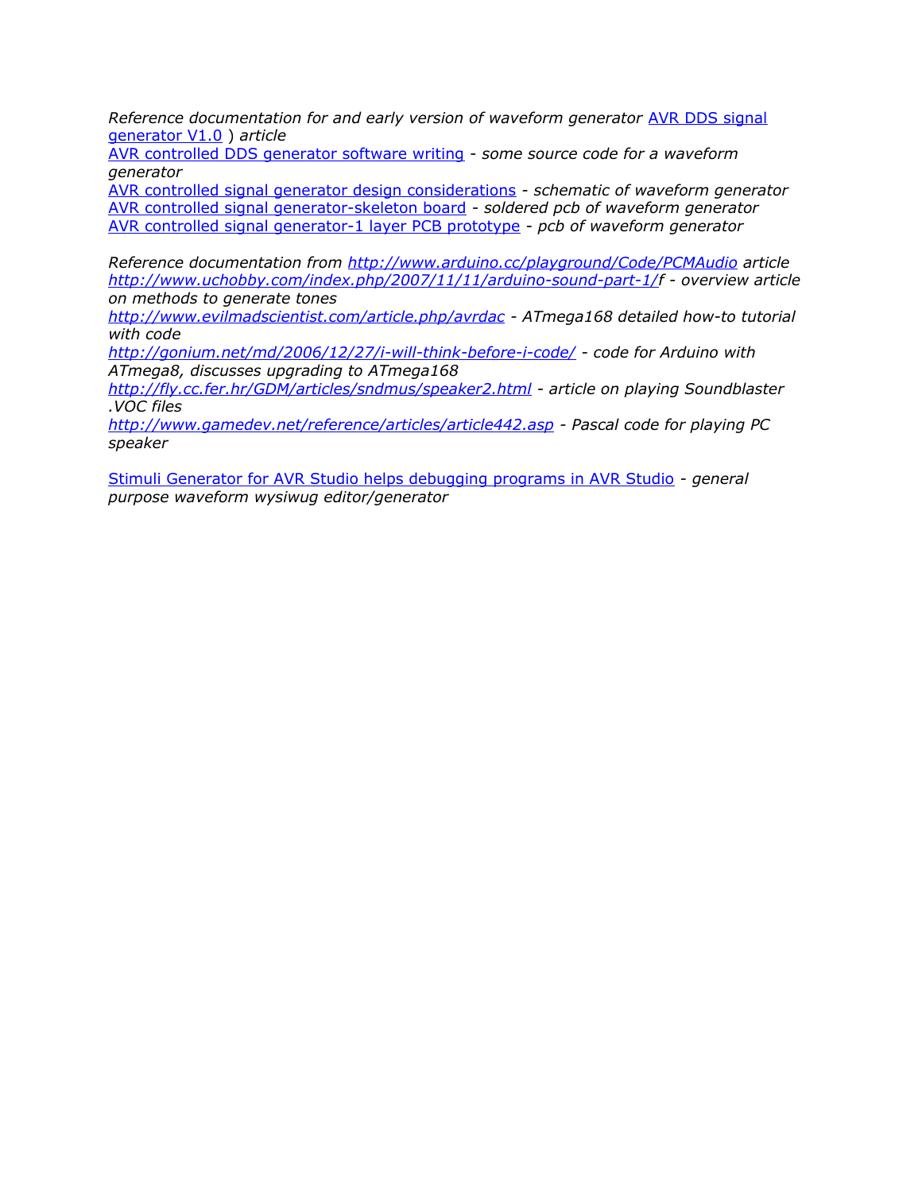*Reference documentation for and early version of waveform generator* [AVR DDS signal generator V1.0](#) ) *article*
[AVR controlled DDS generator software writing](#) - *some source code for a waveform generator*
[AVR controlled signal generator design considerations](#) - *schematic of waveform generator*
[AVR controlled signal generator-skeleton board](#) - *soldered pcb of waveform generator*
[AVR controlled signal generator-1 layer PCB prototype](#) - *pcb of waveform generator*

*Reference documentation from [http://www.arduino.cc/playground/Code/PCMAudio](http://www.arduino.cc/playground/Code/PCMAudio) article*
*[http://www.uchobby.com/index.php/2007/11/11/arduino-sound-part-1/](http://www.uchobby.com/index.php/2007/11/11/arduino-sound-part-1/)f - overview article on methods to generate tones*
*[http://www.evilmadscientist.com/article.php/avrdac](http://www.evilmadscientist.com/article.php/avrdac) - ATmega168 detailed how-to tutorial with code*
*[http://gonium.net/md/2006/12/27/i-will-think-before-i-code/](http://gonium.net/md/2006/12/27/i-will-think-before-i-code/) - code for Arduino with ATmega8, discusses upgrading to ATmega168*
*[http://fly.cc.fer.hr/GDM/articles/sndmus/speaker2.html](http://fly.cc.fer.hr/GDM/articles/sndmus/speaker2.html) - article on playing Soundblaster .VOC files*
*[http://www.gamedev.net/reference/articles/article442.asp](http://www.gamedev.net/reference/articles/article442.asp) - Pascal code for playing PC speaker*

[Stimuli Generator for AVR Studio helps debugging programs in AVR Studio](#) - *general purpose waveform wysiwug editor/generator*